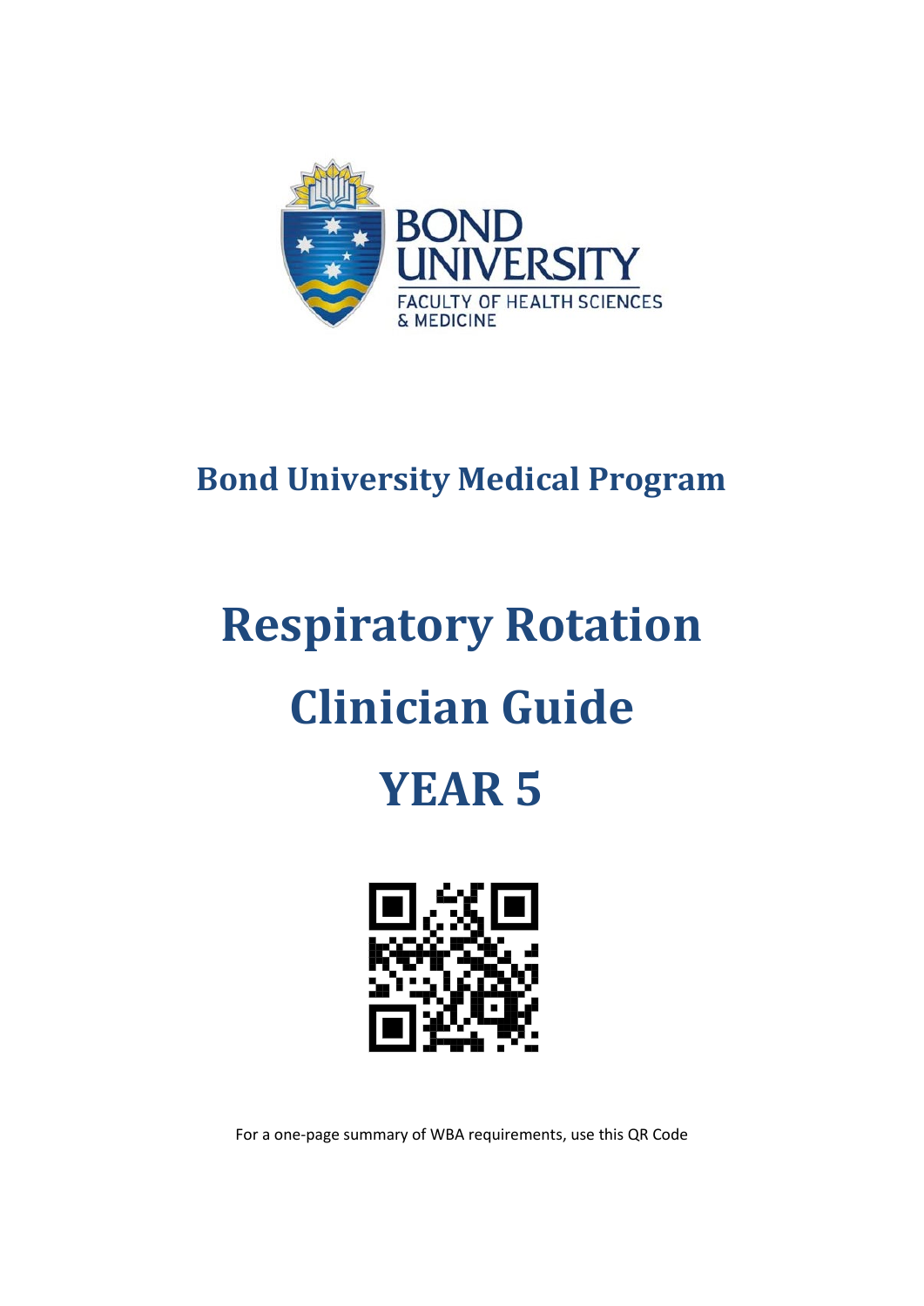BOND UNIVERSITY
FACULTY OF HEALTH SCIENCES & MEDICINE

## Bond University Medical Program

# Respiratory Rotation

# Clinician Guide

# YEAR 5

For a one-page summary of WBA requirements, use this QR Code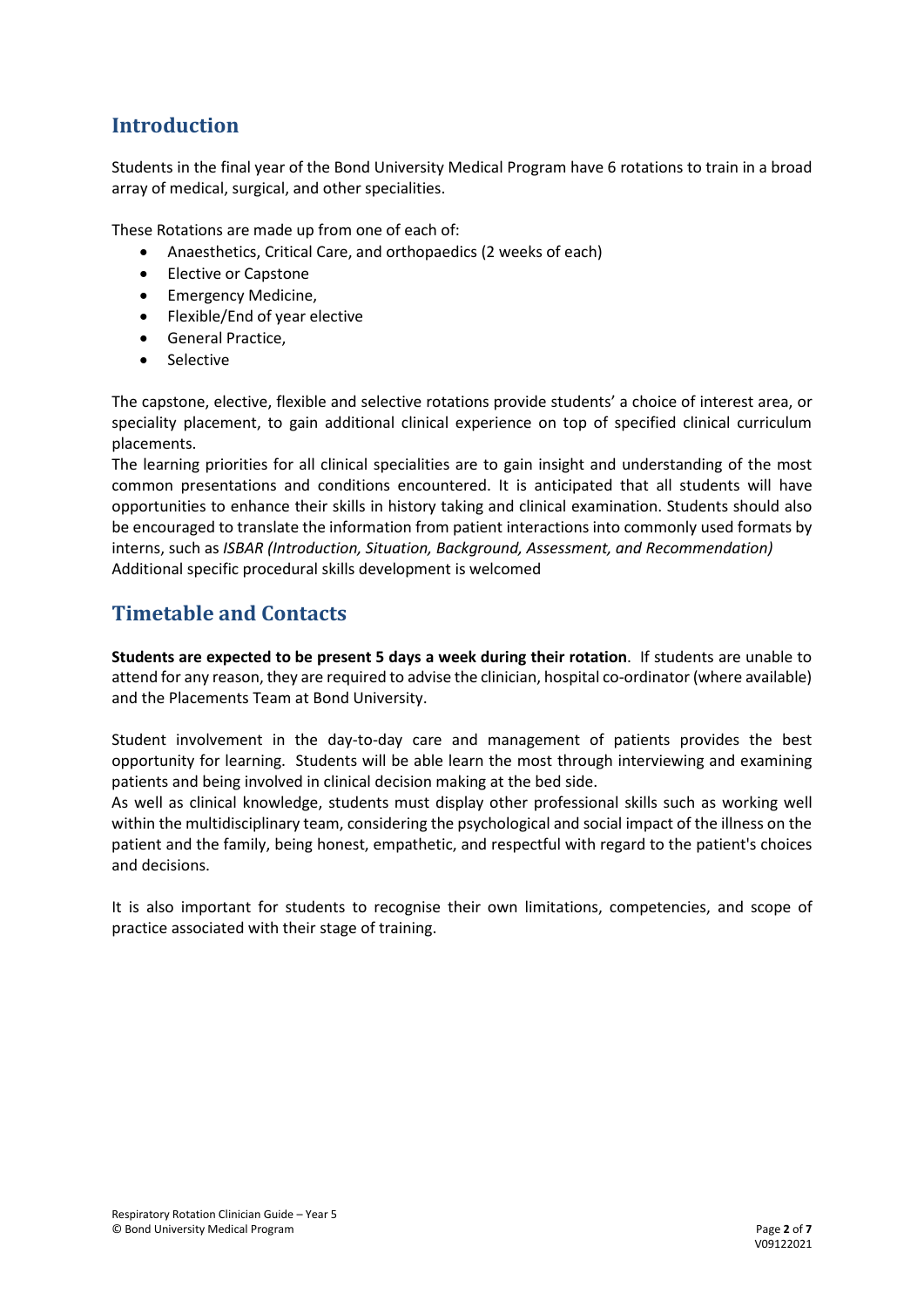## Introduction

Students in the final year of the Bond University Medical Program have 6 rotations to train in a broad array of medical, surgical, and other specialities.

These Rotations are made up from one of each of:

- Anaesthetics, Critical Care, and orthopaedics (2 weeks of each)
- Elective or Capstone
- Emergency Medicine,
- Flexible/End of year elective
- General Practice,
- Selective

The capstone, elective, flexible and selective rotations provide students' a choice of interest area, or speciality placement, to gain additional clinical experience on top of specified clinical curriculum placements.
The learning priorities for all clinical specialities are to gain insight and understanding of the most common presentations and conditions encountered. It is anticipated that all students will have opportunities to enhance their skills in history taking and clinical examination. Students should also be encouraged to translate the information from patient interactions into commonly used formats by interns, such as *ISBAR (Introduction, Situation, Background, Assessment, and Recommendation)*
Additional specific procedural skills development is welcomed

## Timetable and Contacts

**Students are expected to be present 5 days a week during their rotation**. If students are unable to attend for any reason, they are required to advise the clinician, hospital co-ordinator (where available) and the Placements Team at Bond University.

Student involvement in the day-to-day care and management of patients provides the best opportunity for learning. Students will be able learn the most through interviewing and examining patients and being involved in clinical decision making at the bed side.
As well as clinical knowledge, students must display other professional skills such as working well within the multidisciplinary team, considering the psychological and social impact of the illness on the patient and the family, being honest, empathetic, and respectful with regard to the patient's choices and decisions.

It is also important for students to recognise their own limitations, competencies, and scope of practice associated with their stage of training.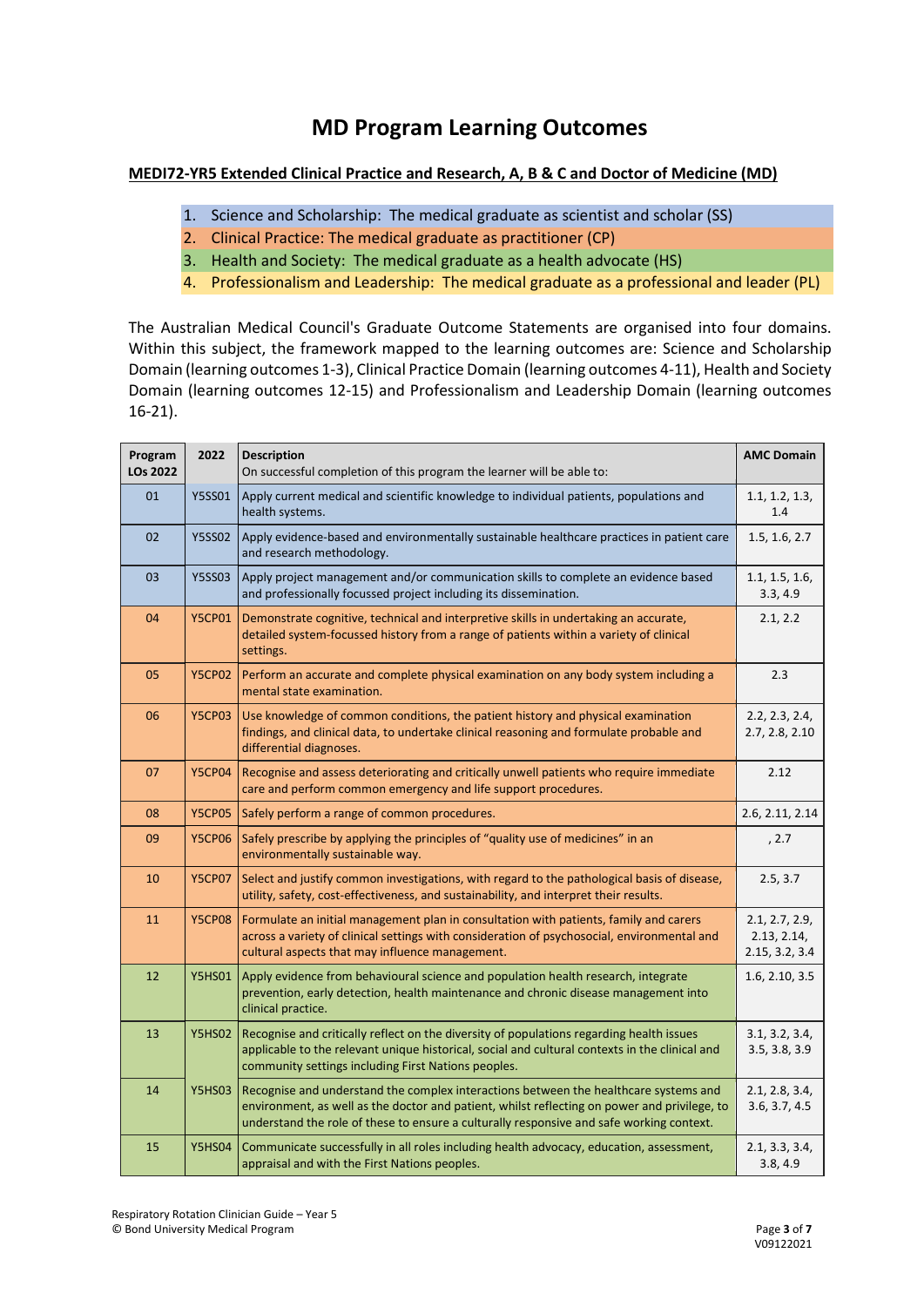# MD Program Learning Outcomes

**MEDI72-YR5 Extended Clinical Practice and Research, A, B & C and Doctor of Medicine (MD)**

1. Science and Scholarship: The medical graduate as scientist and scholar (SS)
2. Clinical Practice: The medical graduate as practitioner (CP)
3. Health and Society: The medical graduate as a health advocate (HS)
4. Professionalism and Leadership: The medical graduate as a professional and leader (PL)

The Australian Medical Council's Graduate Outcome Statements are organised into four domains. Within this subject, the framework mapped to the learning outcomes are: Science and Scholarship Domain (learning outcomes 1-3), Clinical Practice Domain (learning outcomes 4-11), Health and Society Domain (learning outcomes 12-15) and Professionalism and Leadership Domain (learning outcomes 16-21).

| Program LOs 2022 | 2022 | Description<br>On successful completion of this program the learner will be able to: | AMC Domain |
|---|---|---|---|
| 01 | Y5SS01 | Apply current medical and scientific knowledge to individual patients, populations and health systems. | 1.1, 1.2, 1.3, 1.4 |
| 02 | Y5SS02 | Apply evidence-based and environmentally sustainable healthcare practices in patient care and research methodology. | 1.5, 1.6, 2.7 |
| 03 | Y5SS03 | Apply project management and/or communication skills to complete an evidence based and professionally focussed project including its dissemination. | 1.1, 1.5, 1.6, 3.3, 4.9 |
| 04 | Y5CP01 | Demonstrate cognitive, technical and interpretive skills in undertaking an accurate, detailed system-focussed history from a range of patients within a variety of clinical settings. | 2.1, 2.2 |
| 05 | Y5CP02 | Perform an accurate and complete physical examination on any body system including a mental state examination. | 2.3 |
| 06 | Y5CP03 | Use knowledge of common conditions, the patient history and physical examination findings, and clinical data, to undertake clinical reasoning and formulate probable and differential diagnoses. | 2.2, 2.3, 2.4, 2.7, 2.8, 2.10 |
| 07 | Y5CP04 | Recognise and assess deteriorating and critically unwell patients who require immediate care and perform common emergency and life support procedures. | 2.12 |
| 08 | Y5CP05 | Safely perform a range of common procedures. | 2.6, 2.11, 2.14 |
| 09 | Y5CP06 | Safely prescribe by applying the principles of "quality use of medicines" in an environmentally sustainable way. | , 2.7 |
| 10 | Y5CP07 | Select and justify common investigations, with regard to the pathological basis of disease, utility, safety, cost-effectiveness, and sustainability, and interpret their results. | 2.5, 3.7 |
| 11 | Y5CP08 | Formulate an initial management plan in consultation with patients, family and carers across a variety of clinical settings with consideration of psychosocial, environmental and cultural aspects that may influence management. | 2.1, 2.7, 2.9, 2.13, 2.14, 2.15, 3.2, 3.4 |
| 12 | Y5HS01 | Apply evidence from behavioural science and population health research, integrate prevention, early detection, health maintenance and chronic disease management into clinical practice. | 1.6, 2.10, 3.5 |
| 13 | Y5HS02 | Recognise and critically reflect on the diversity of populations regarding health issues applicable to the relevant unique historical, social and cultural contexts in the clinical and community settings including First Nations peoples. | 3.1, 3.2, 3.4, 3.5, 3.8, 3.9 |
| 14 | Y5HS03 | Recognise and understand the complex interactions between the healthcare systems and environment, as well as the doctor and patient, whilst reflecting on power and privilege, to understand the role of these to ensure a culturally responsive and safe working context. | 2.1, 2.8, 3.4, 3.6, 3.7, 4.5 |
| 15 | Y5HS04 | Communicate successfully in all roles including health advocacy, education, assessment, appraisal and with the First Nations peoples. | 2.1, 3.3, 3.4, 3.8, 4.9 |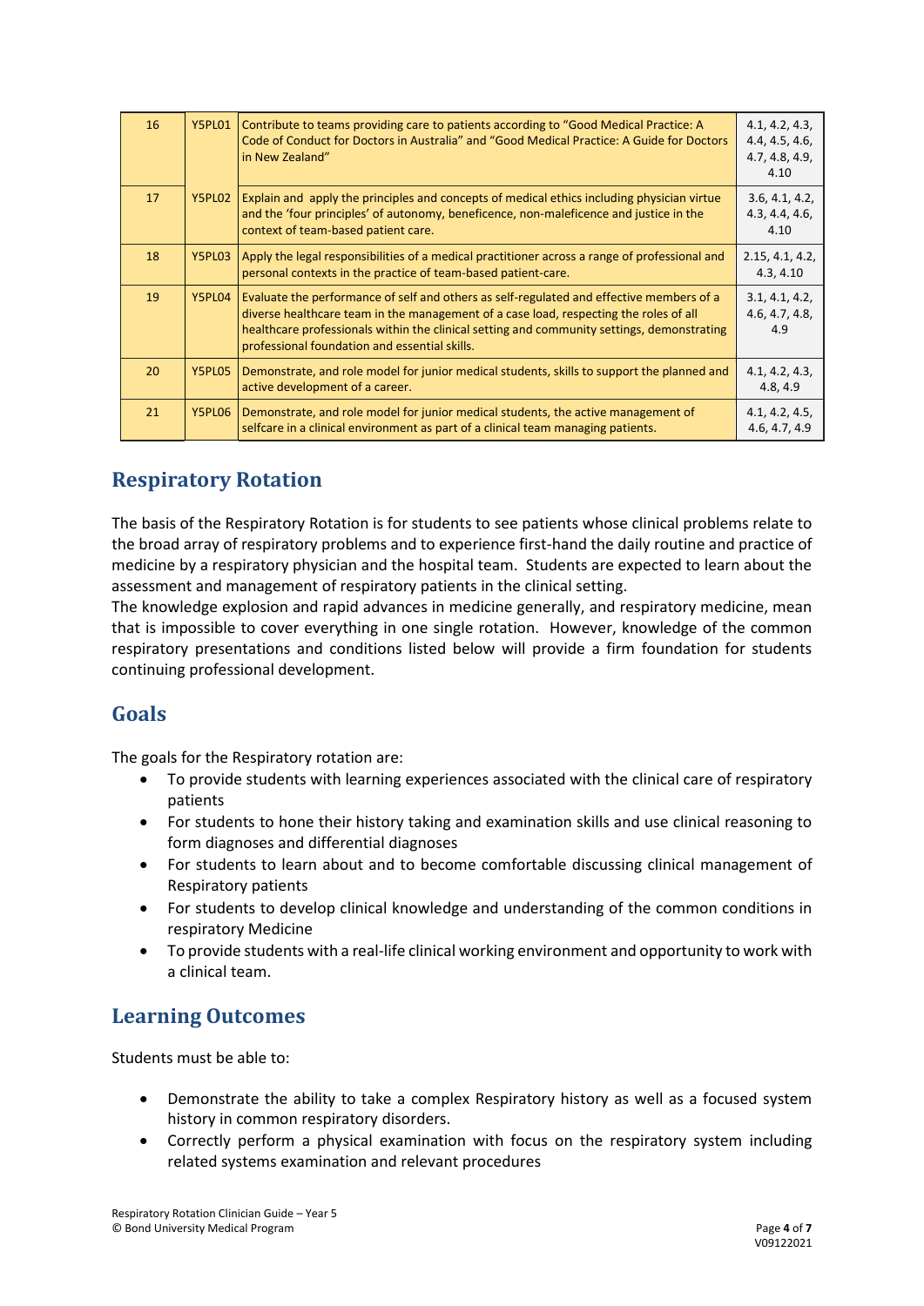| 16 | Y5PL01 | Contribute to teams providing care to patients according to "Good Medical Practice: A Code of Conduct for Doctors in Australia" and "Good Medical Practice: A Guide for Doctors in New Zealand" | 4.1, 4.2, 4.3, 4.4, 4.5, 4.6, 4.7, 4.8, 4.9, 4.10 |
|---|---|---|---|
| 17 | Y5PL02 | Explain and apply the principles and concepts of medical ethics including physician virtue and the 'four principles' of autonomy, beneficence, non-maleficence and justice in the context of team-based patient care. | 3.6, 4.1, 4.2, 4.3, 4.4, 4.6, 4.10 |
| 18 | Y5PL03 | Apply the legal responsibilities of a medical practitioner across a range of professional and personal contexts in the practice of team-based patient-care. | 2.15, 4.1, 4.2, 4.3, 4.10 |
| 19 | Y5PL04 | Evaluate the performance of self and others as self-regulated and effective members of a diverse healthcare team in the management of a case load, respecting the roles of all healthcare professionals within the clinical setting and community settings, demonstrating professional foundation and essential skills. | 3.1, 4.1, 4.2, 4.6, 4.7, 4.8, 4.9 |
| 20 | Y5PL05 | Demonstrate, and role model for junior medical students, skills to support the planned and active development of a career. | 4.1, 4.2, 4.3, 4.8, 4.9 |
| 21 | Y5PL06 | Demonstrate, and role model for junior medical students, the active management of selfcare in a clinical environment as part of a clinical team managing patients. | 4.1, 4.2, 4.5, 4.6, 4.7, 4.9 |

## Respiratory Rotation

The basis of the Respiratory Rotation is for students to see patients whose clinical problems relate to the broad array of respiratory problems and to experience first-hand the daily routine and practice of medicine by a respiratory physician and the hospital team. Students are expected to learn about the assessment and management of respiratory patients in the clinical setting.

The knowledge explosion and rapid advances in medicine generally, and respiratory medicine, mean that is impossible to cover everything in one single rotation. However, knowledge of the common respiratory presentations and conditions listed below will provide a firm foundation for students continuing professional development.

## Goals

The goals for the Respiratory rotation are:

- To provide students with learning experiences associated with the clinical care of respiratory patients
- For students to hone their history taking and examination skills and use clinical reasoning to form diagnoses and differential diagnoses
- For students to learn about and to become comfortable discussing clinical management of Respiratory patients
- For students to develop clinical knowledge and understanding of the common conditions in respiratory Medicine
- To provide students with a real-life clinical working environment and opportunity to work with a clinical team.

## Learning Outcomes

Students must be able to:

- Demonstrate the ability to take a complex Respiratory history as well as a focused system history in common respiratory disorders.
- Correctly perform a physical examination with focus on the respiratory system including related systems examination and relevant procedures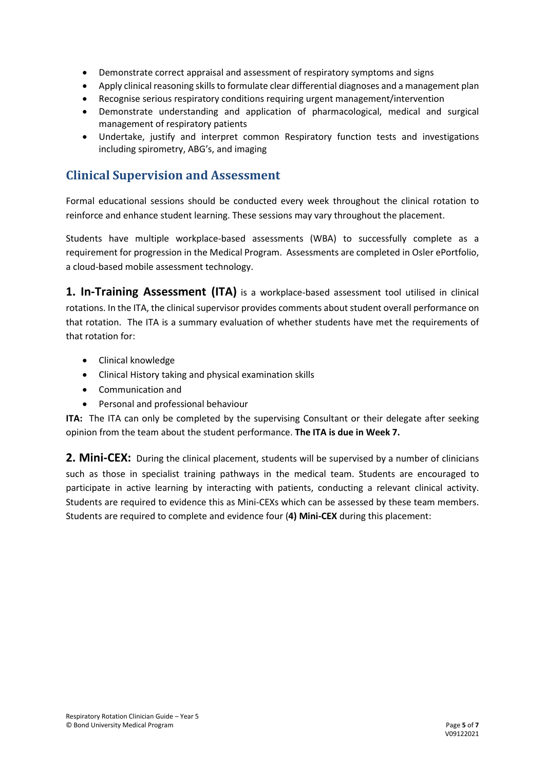- Demonstrate correct appraisal and assessment of respiratory symptoms and signs
- Apply clinical reasoning skills to formulate clear differential diagnoses and a management plan
- Recognise serious respiratory conditions requiring urgent management/intervention
- Demonstrate understanding and application of pharmacological, medical and surgical management of respiratory patients
- Undertake, justify and interpret common Respiratory function tests and investigations including spirometry, ABG's, and imaging

## Clinical Supervision and Assessment

Formal educational sessions should be conducted every week throughout the clinical rotation to reinforce and enhance student learning. These sessions may vary throughout the placement.

Students have multiple workplace-based assessments (WBA) to successfully complete as a requirement for progression in the Medical Program. Assessments are completed in Osler ePortfolio, a cloud-based mobile assessment technology.

**1. In-Training Assessment (ITA)** is a workplace-based assessment tool utilised in clinical rotations. In the ITA, the clinical supervisor provides comments about student overall performance on that rotation. The ITA is a summary evaluation of whether students have met the requirements of that rotation for:

- Clinical knowledge
- Clinical History taking and physical examination skills
- Communication and
- Personal and professional behaviour

**ITA:** The ITA can only be completed by the supervising Consultant or their delegate after seeking opinion from the team about the student performance. **The ITA is due in Week 7.**

**2. Mini-CEX:** During the clinical placement, students will be supervised by a number of clinicians such as those in specialist training pathways in the medical team. Students are encouraged to participate in active learning by interacting with patients, conducting a relevant clinical activity. Students are required to evidence this as Mini-CEXs which can be assessed by these team members. Students are required to complete and evidence four (**4) Mini-CEX** during this placement: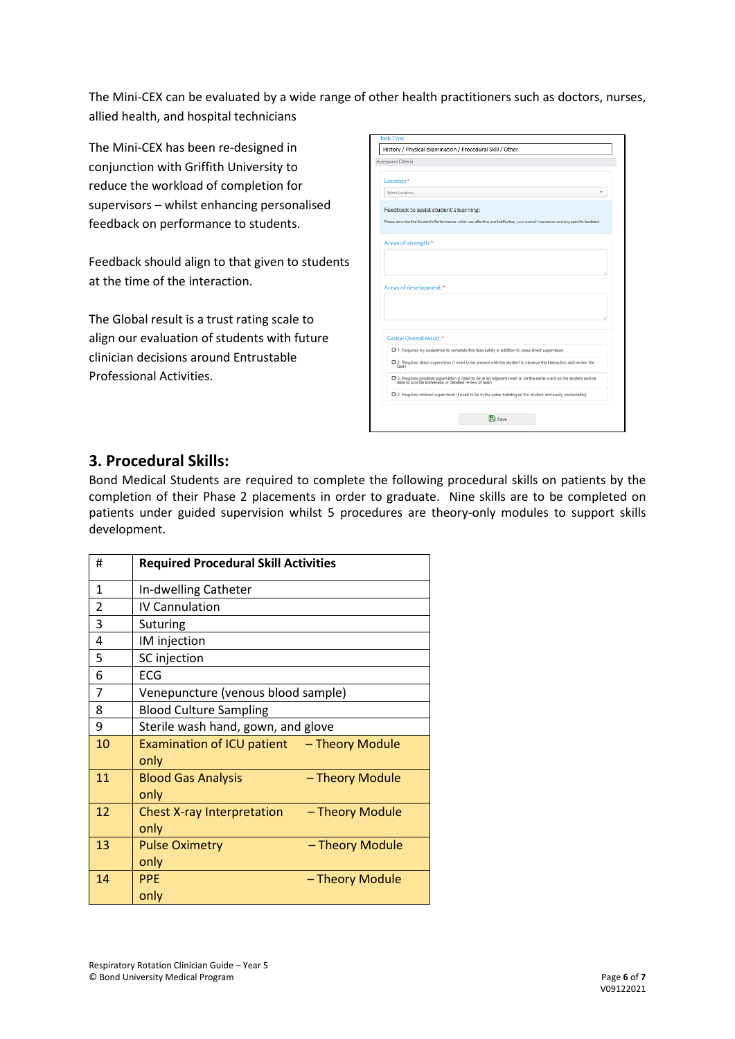The Mini-CEX can be evaluated by a wide range of other health practitioners such as doctors, nurses, allied health, and hospital technicians

The Mini-CEX has been re-designed in conjunction with Griffith University to reduce the workload of completion for supervisors – whilst enhancing personalised feedback on performance to students.

Feedback should align to that given to students at the time of the interaction.

The Global result is a trust rating scale to align our evaluation of students with future clinician decisions around Entrustable Professional Activities.

## 3. Procedural Skills:

Bond Medical Students are required to complete the following procedural skills on patients by the completion of their Phase 2 placements in order to graduate. Nine skills are to be completed on patients under guided supervision whilst 5 procedures are theory-only modules to support skills development.

| # | Required Procedural Skill Activities |
|---|---|
| 1 | In-dwelling Catheter |
| 2 | IV Cannulation |
| 3 | Suturing |
| 4 | IM injection |
| 5 | SC injection |
| 6 | ECG |
| 7 | Venepuncture (venous blood sample) |
| 8 | Blood Culture Sampling |
| 9 | Sterile wash hand, gown, and glove |
| 10 | Examination of ICU patient – Theory Module only |
| 11 | Blood Gas Analysis – Theory Module only |
| 12 | Chest X-ray Interpretation – Theory Module only |
| 13 | Pulse Oximetry – Theory Module only |
| 14 | PPE – Theory Module only |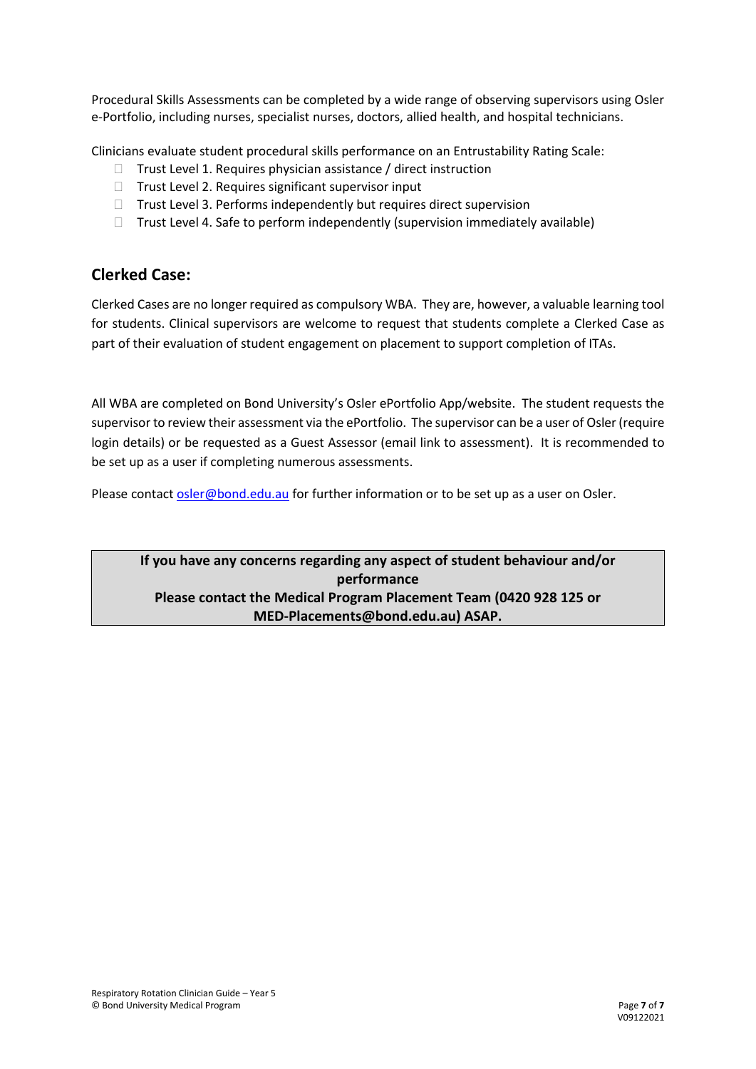Procedural Skills Assessments can be completed by a wide range of observing supervisors using Osler e-Portfolio, including nurses, specialist nurses, doctors, allied health, and hospital technicians.

Clinicians evaluate student procedural skills performance on an Entrustability Rating Scale:

- Trust Level 1. Requires physician assistance / direct instruction
- Trust Level 2. Requires significant supervisor input
- Trust Level 3. Performs independently but requires direct supervision
- Trust Level 4. Safe to perform independently (supervision immediately available)

## Clerked Case:

Clerked Cases are no longer required as compulsory WBA. They are, however, a valuable learning tool for students. Clinical supervisors are welcome to request that students complete a Clerked Case as part of their evaluation of student engagement on placement to support completion of ITAs.

All WBA are completed on Bond University's Osler ePortfolio App/website. The student requests the supervisor to review their assessment via the ePortfolio. The supervisor can be a user of Osler (require login details) or be requested as a Guest Assessor (email link to assessment). It is recommended to be set up as a user if completing numerous assessments.

Please contact osler@bond.edu.au for further information or to be set up as a user on Osler.

**If you have any concerns regarding any aspect of student behaviour and/or performance**
**Please contact the Medical Program Placement Team (0420 928 125 or MED-Placements@bond.edu.au) ASAP.**